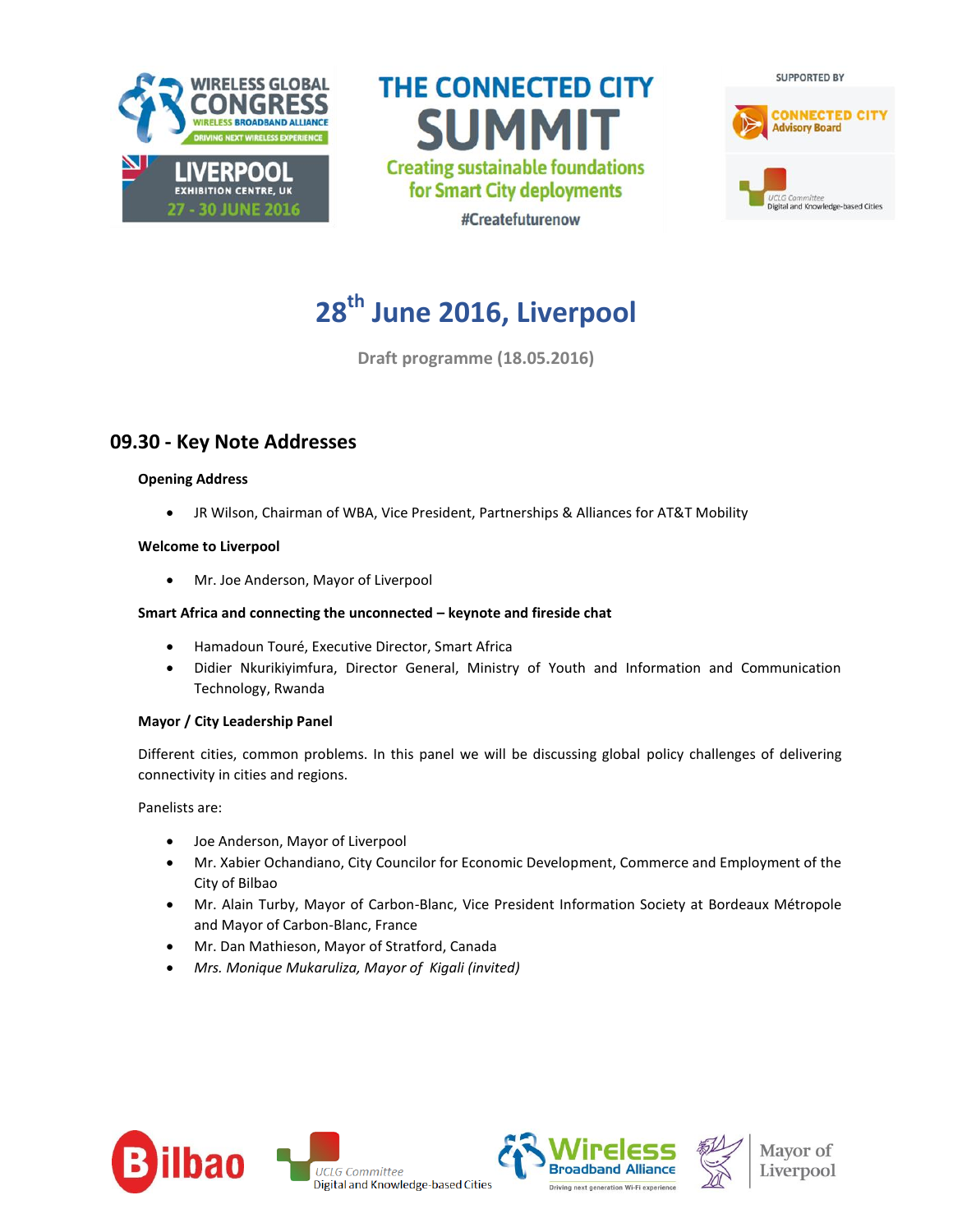WIRELESS GLOBAL CONGRESS
WIRELESS BROADBAND ALLIANCE
DRIVING NEXT WIRELESS EXPERIENCE
LIVERPOOL
EXHIBITION CENTRE, UK
27 - 30 JUNE 2016

# THE CONNECTED CITY SUMMIT

**Creating sustainable foundations for Smart City deployments**

#Createfuturenow

SUPPORTED BY

CONNECTED CITY Advisory Board

UCLG Committee Digital and Knowledge-based Cities

## 28th June 2016, Liverpool

**Draft programme (18.05.2016)**

## 09.30 - Key Note Addresses

**Opening Address**

- JR Wilson, Chairman of WBA, Vice President, Partnerships & Alliances for AT&T Mobility

**Welcome to Liverpool**

- Mr. Joe Anderson, Mayor of Liverpool

**Smart Africa and connecting the unconnected – keynote and fireside chat**

- Hamadoun Touré, Executive Director, Smart Africa
- Didier Nkurikiyimfura, Director General, Ministry of Youth and Information and Communication Technology, Rwanda

**Mayor / City Leadership Panel**

Different cities, common problems. In this panel we will be discussing global policy challenges of delivering connectivity in cities and regions.

Panelists are:

- Joe Anderson, Mayor of Liverpool
- Mr. Xabier Ochandiano, City Councilor for Economic Development, Commerce and Employment of the City of Bilbao
- Mr. Alain Turby, Mayor of Carbon-Blanc, Vice President Information Society at Bordeaux Métropole and Mayor of Carbon-Blanc, France
- Mr. Dan Mathieson, Mayor of Stratford, Canada
- *Mrs. Monique Mukaruliza, Mayor of Kigali (invited)*

Bilbao | UCLG Committee Digital and Knowledge-based Cities | Wireless Broadband Alliance – Driving next generation Wi-Fi experience | Mayor of Liverpool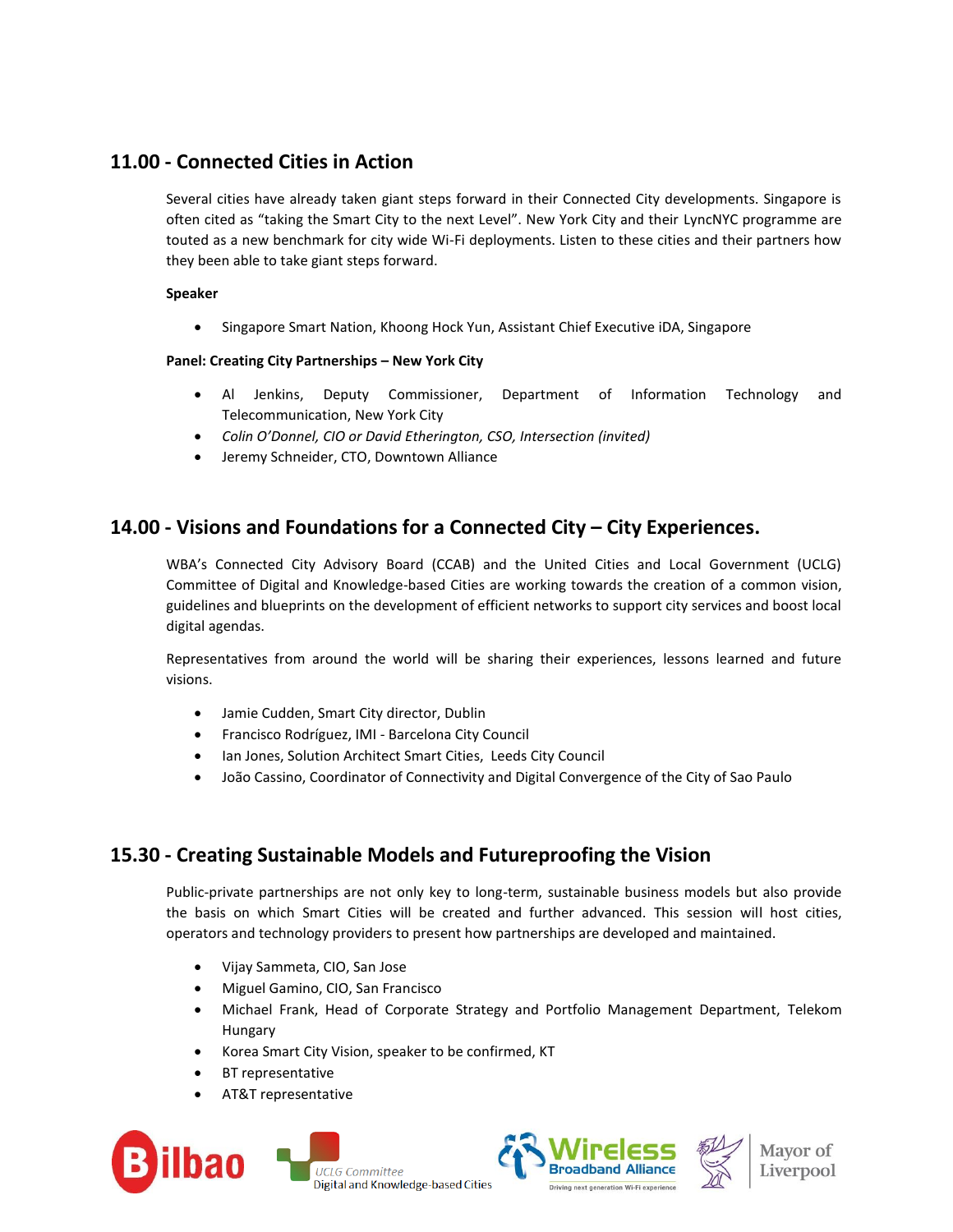## 11.00 - Connected Cities in Action

Several cities have already taken giant steps forward in their Connected City developments. Singapore is often cited as "taking the Smart City to the next Level". New York City and their LyncNYC programme are touted as a new benchmark for city wide Wi-Fi deployments. Listen to these cities and their partners how they been able to take giant steps forward.

**Speaker**

- Singapore Smart Nation, Khoong Hock Yun, Assistant Chief Executive iDA, Singapore

**Panel: Creating City Partnerships – New York City**

- Al Jenkins, Deputy Commissioner, Department of Information Technology and Telecommunication, New York City
- *Colin O'Donnel, CIO or David Etherington, CSO, Intersection (invited)*
- Jeremy Schneider, CTO, Downtown Alliance

## 14.00 - Visions and Foundations for a Connected City – City Experiences.

WBA's Connected City Advisory Board (CCAB) and the United Cities and Local Government (UCLG) Committee of Digital and Knowledge-based Cities are working towards the creation of a common vision, guidelines and blueprints on the development of efficient networks to support city services and boost local digital agendas.

Representatives from around the world will be sharing their experiences, lessons learned and future visions.

- Jamie Cudden, Smart City director, Dublin
- Francisco Rodríguez, IMI - Barcelona City Council
- Ian Jones, Solution Architect Smart Cities, Leeds City Council
- João Cassino, Coordinator of Connectivity and Digital Convergence of the City of Sao Paulo

## 15.30 - Creating Sustainable Models and Futureproofing the Vision

Public-private partnerships are not only key to long-term, sustainable business models but also provide the basis on which Smart Cities will be created and further advanced. This session will host cities, operators and technology providers to present how partnerships are developed and maintained.

- Vijay Sammeta, CIO, San Jose
- Miguel Gamino, CIO, San Francisco
- Michael Frank, Head of Corporate Strategy and Portfolio Management Department, Telekom Hungary
- Korea Smart City Vision, speaker to be confirmed, KT
- BT representative
- AT&T representative